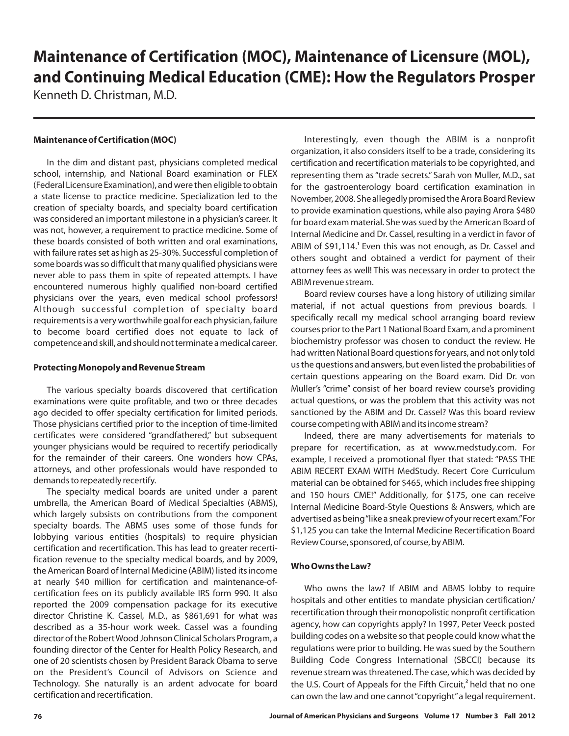# Maintenance of Certification (MOC), Maintenance of Licensure (MOL), and Continuing Medical Education (CME): How the Regulators Prosper

Kenneth D. Christman, M.D.

### Maintenance of Certification (MOC)

In the dim and distant past, physicians completed medical school, internship, and National Board examination or FLEX (Federal Licensure Examination), and were then eligible to obtain a state license to practice medicine. Specialization led to the creation of specialty boards, and specialty board certification was considered an important milestone in a physician's career. It was not, however, a requirement to practice medicine. Some of these boards consisted of both written and oral examinations, with failure rates set as high as 25-30%. Successful completion of some boards was so difficult that many qualified physicians were never able to pass them in spite of repeated attempts. I have encountered numerous highly qualified non-board certified physicians over the years, even medical school professors! Although successful completion of specialty board requirements is a very worthwhile goal for each physician, failure to become board certified does not equate to lack of competence and skill, and should not terminate a medical career.

### Protecting Monopoly and Revenue Stream

The various specialty boards discovered that certification examinations were quite profitable, and two or three decades ago decided to offer specialty certification for limited periods. Those physicians certified prior to the inception of time-limited certificates were considered "grandfathered," but subsequent younger physicians would be required to recertify periodically for the remainder of their careers. One wonders how CPAs, attorneys, and other professionals would have responded to demands to repeatedly recertify.

The specialty medical boards are united under a parent umbrella, the American Board of Medical Specialties (ABMS), which largely subsists on contributions from the component specialty boards. The ABMS uses some of those funds for lobbying various entities (hospitals) to require physician certification and recertification. This has lead to greater recertification revenue to the specialty medical boards, and by 2009, the American Board of Internal Medicine (ABIM) listed its income at nearly $40 million for certification and maintenance-of-certification fees on its publicly available IRS form 990. It also reported the 2009 compensation package for its executive director Christine K. Cassel, M.D., as $861,691 for what was described as a 35-hour work week. Cassel was a founding director of the Robert Wood Johnson Clinical Scholars Program, a founding director of the Center for Health Policy Research, and one of 20 scientists chosen by President Barack Obama to serve on the President's Council of Advisors on Science and Technology. She naturally is an ardent advocate for board certification and recertification.

Interestingly, even though the ABIM is a nonprofit organization, it also considers itself to be a trade, considering its certification and recertification materials to be copyrighted, and representing them as "trade secrets." Sarah von Muller, M.D., sat for the gastroenterology board certification examination in November, 2008. She allegedly promised the Arora Board Review to provide examination questions, while also paying Arora $480 for board exam material. She was sued by the American Board of Internal Medicine and Dr. Cassel, resulting in a verdict in favor of ABIM of $91,114.[1] Even this was not enough, as Dr. Cassel and others sought and obtained a verdict for payment of their attorney fees as well! This was necessary in order to protect the ABIM revenue stream.

Board review courses have a long history of utilizing similar material, if not actual questions from previous boards. I specifically recall my medical school arranging board review courses prior to the Part 1 National Board Exam, and a prominent biochemistry professor was chosen to conduct the review. He had written National Board questions for years, and not only told us the questions and answers, but even listed the probabilities of certain questions appearing on the Board exam. Did Dr. von Muller's "crime" consist of her board review course's providing actual questions, or was the problem that this activity was not sanctioned by the ABIM and Dr. Cassel? Was this board review course competing with ABIM and its income stream?

Indeed, there are many advertisements for materials to prepare for recertification, as at www.medstudy.com. For example, I received a promotional flyer that stated: "PASS THE ABIM RECERT EXAM WITH MedStudy. Recert Core Curriculum material can be obtained for $465, which includes free shipping and 150 hours CME!" Additionally, for $175, one can receive Internal Medicine Board-Style Questions & Answers, which are advertised as being "like a sneak preview of your recert exam." For $1,125 you can take the Internal Medicine Recertification Board Review Course, sponsored, of course, by ABIM.

### Who Owns the Law?

Who owns the law? If ABIM and ABMS lobby to require hospitals and other entities to mandate physician certification/recertification through their monopolistic nonprofit certification agency, how can copyrights apply? In 1997, Peter Veeck posted building codes on a website so that people could know what the regulations were prior to building. He was sued by the Southern Building Code Congress International (SBCCI) because its revenue stream was threatened. The case, which was decided by the U.S. Court of Appeals for the Fifth Circuit,[2] held that no one can own the law and one cannot "copyright" a legal requirement.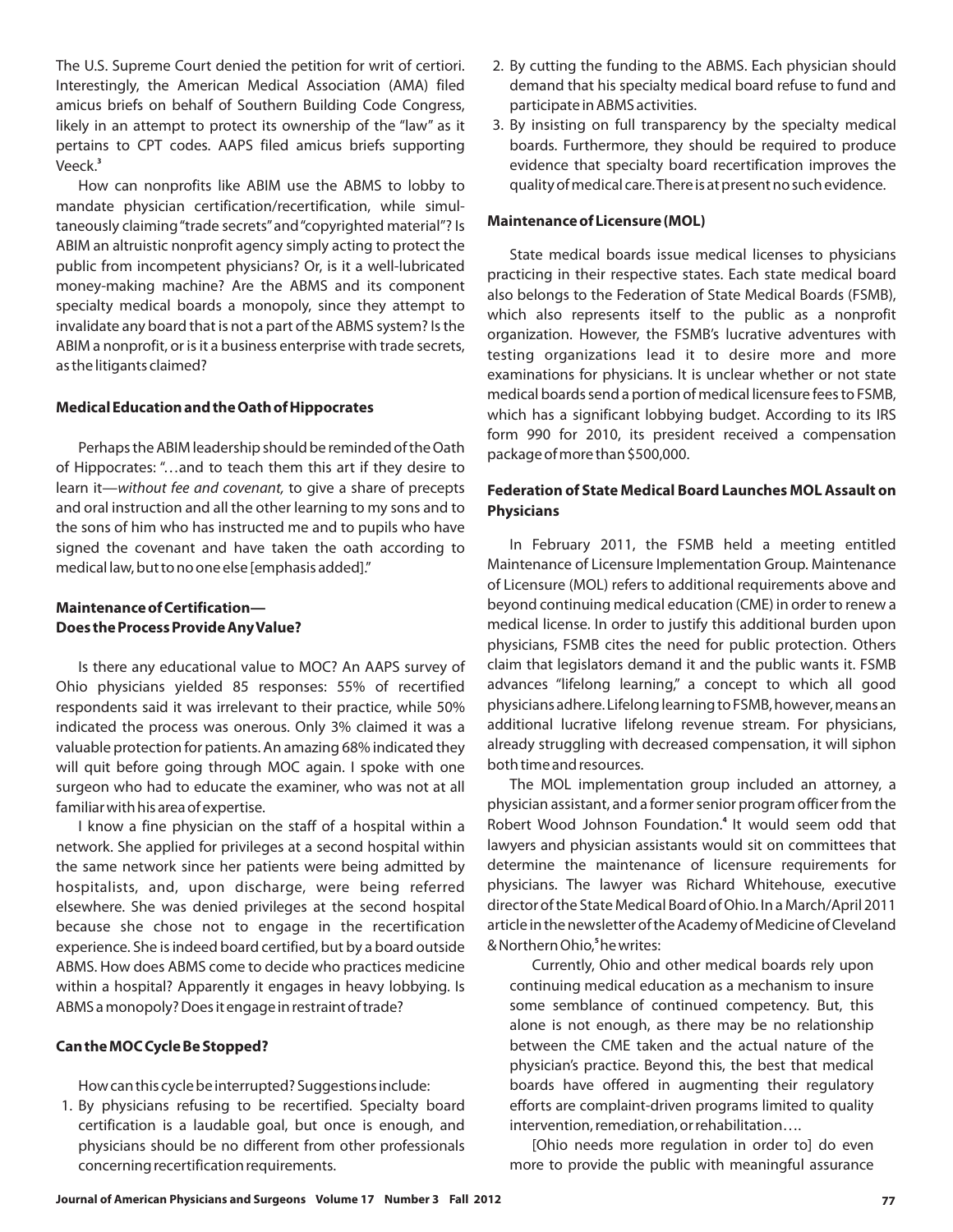The U.S. Supreme Court denied the petition for writ of certiori. Interestingly, the American Medical Association (AMA) filed amicus briefs on behalf of Southern Building Code Congress, likely in an attempt to protect its ownership of the "law" as it pertains to CPT codes. AAPS filed amicus briefs supporting Veeck.[3]

How can nonprofits like ABIM use the ABMS to lobby to mandate physician certification/recertification, while simultaneously claiming "trade secrets" and "copyrighted material"? Is ABIM an altruistic nonprofit agency simply acting to protect the public from incompetent physicians? Or, is it a well-lubricated money-making machine? Are the ABMS and its component specialty medical boards a monopoly, since they attempt to invalidate any board that is not a part of the ABMS system? Is the ABIM a nonprofit, or is it a business enterprise with trade secrets, as the litigants claimed?

### Medical Education and the Oath of Hippocrates

Perhaps the ABIM leadership should be reminded of the Oath of Hippocrates: "…and to teach them this art if they desire to learn it—*without fee and covenant,* to give a share of precepts and oral instruction and all the other learning to my sons and to the sons of him who has instructed me and to pupils who have signed the covenant and have taken the oath according to medical law, but to no one else [emphasis added]."

### Maintenance of Certification—Does the Process Provide Any Value?

Is there any educational value to MOC? An AAPS survey of Ohio physicians yielded 85 responses: 55% of recertified respondents said it was irrelevant to their practice, while 50% indicated the process was onerous. Only 3% claimed it was a valuable protection for patients. An amazing 68% indicated they will quit before going through MOC again. I spoke with one surgeon who had to educate the examiner, who was not at all familiar with his area of expertise.

I know a fine physician on the staff of a hospital within a network. She applied for privileges at a second hospital within the same network since her patients were being admitted by hospitalists, and, upon discharge, were being referred elsewhere. She was denied privileges at the second hospital because she chose not to engage in the recertification experience. She is indeed board certified, but by a board outside ABMS. How does ABMS come to decide who practices medicine within a hospital? Apparently it engages in heavy lobbying. Is ABMS a monopoly? Does it engage in restraint of trade?

### Can the MOC Cycle Be Stopped?

How can this cycle be interrupted? Suggestions include:

1. By physicians refusing to be recertified. Specialty board certification is a laudable goal, but once is enough, and physicians should be no different from other professionals concerning recertification requirements.
2. By cutting the funding to the ABMS. Each physician should demand that his specialty medical board refuse to fund and participate in ABMS activities.
3. By insisting on full transparency by the specialty medical boards. Furthermore, they should be required to produce evidence that specialty board recertification improves the quality of medical care. There is at present no such evidence.

### Maintenance of Licensure (MOL)

State medical boards issue medical licenses to physicians practicing in their respective states. Each state medical board also belongs to the Federation of State Medical Boards (FSMB), which also represents itself to the public as a nonprofit organization. However, the FSMB's lucrative adventures with testing organizations lead it to desire more and more examinations for physicians. It is unclear whether or not state medical boards send a portion of medical licensure fees to FSMB, which has a significant lobbying budget. According to its IRS form 990 for 2010, its president received a compensation package of more than $500,000.

### Federation of State Medical Board Launches MOL Assault on Physicians

In February 2011, the FSMB held a meeting entitled Maintenance of Licensure Implementation Group. Maintenance of Licensure (MOL) refers to additional requirements above and beyond continuing medical education (CME) in order to renew a medical license. In order to justify this additional burden upon physicians, FSMB cites the need for public protection. Others claim that legislators demand it and the public wants it. FSMB advances "lifelong learning," a concept to which all good physicians adhere. Lifelong learning to FSMB, however, means an additional lucrative lifelong revenue stream. For physicians, already struggling with decreased compensation, it will siphon both time and resources.

The MOL implementation group included an attorney, a physician assistant, and a former senior program officer from the Robert Wood Johnson Foundation.[4] It would seem odd that lawyers and physician assistants would sit on committees that determine the maintenance of licensure requirements for physicians. The lawyer was Richard Whitehouse, executive director of the State Medical Board of Ohio. In a March/April 2011 article in the newsletter of the Academy of Medicine of Cleveland & Northern Ohio,[5] he writes:

> Currently, Ohio and other medical boards rely upon continuing medical education as a mechanism to insure some semblance of continued competency. But, this alone is not enough, as there may be no relationship between the CME taken and the actual nature of the physician's practice. Beyond this, the best that medical boards have offered in augmenting their regulatory efforts are complaint-driven programs limited to quality intervention, remediation, or rehabilitation….
>
> [Ohio needs more regulation in order to] do even more to provide the public with meaningful assurance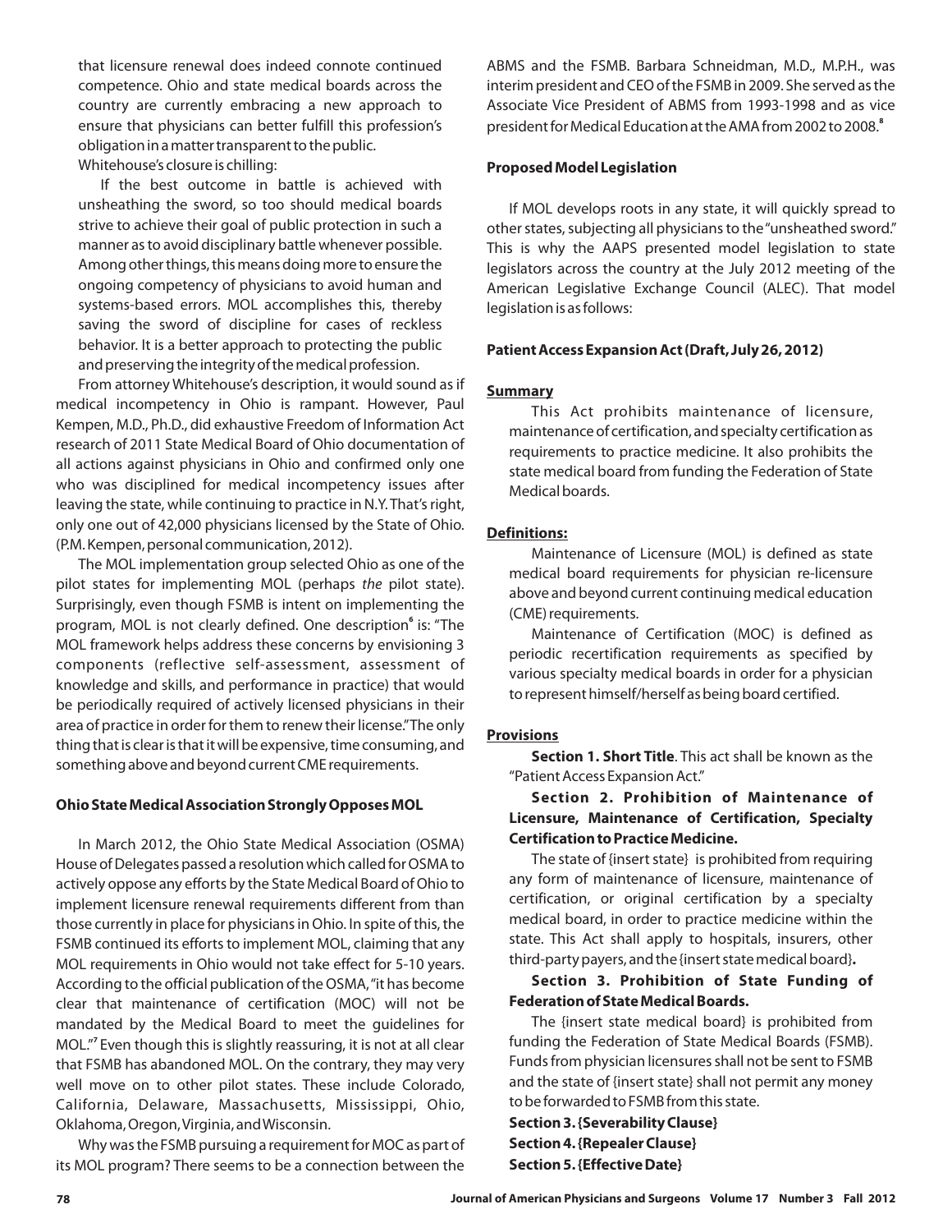that licensure renewal does indeed connote continued competence. Ohio and state medical boards across the country are currently embracing a new approach to ensure that physicians can better fulfill this profession's obligation in a matter transparent to the public.

Whitehouse's closure is chilling:

> If the best outcome in battle is achieved with unsheathing the sword, so too should medical boards strive to achieve their goal of public protection in such a manner as to avoid disciplinary battle whenever possible. Among other things, this means doing more to ensure the ongoing competency of physicians to avoid human and systems-based errors. MOL accomplishes this, thereby saving the sword of discipline for cases of reckless behavior. It is a better approach to protecting the public and preserving the integrity of the medical profession.

From attorney Whitehouse's description, it would sound as if medical incompetency in Ohio is rampant. However, Paul Kempen, M.D., Ph.D., did exhaustive Freedom of Information Act research of 2011 State Medical Board of Ohio documentation of all actions against physicians in Ohio and confirmed only one who was disciplined for medical incompetency issues after leaving the state, while continuing to practice in N.Y. That's right, only one out of 42,000 physicians licensed by the State of Ohio. (P.M. Kempen, personal communication, 2012).

The MOL implementation group selected Ohio as one of the pilot states for implementing MOL (perhaps *the* pilot state). Surprisingly, even though FSMB is intent on implementing the program, MOL is not clearly defined. One description[6] is: "The MOL framework helps address these concerns by envisioning 3 components (reflective self-assessment, assessment of knowledge and skills, and performance in practice) that would be periodically required of actively licensed physicians in their area of practice in order for them to renew their license." The only thing that is clear is that it will be expensive, time consuming, and something above and beyond current CME requirements.

### Ohio State Medical Association Strongly Opposes MOL

In March 2012, the Ohio State Medical Association (OSMA) House of Delegates passed a resolution which called for OSMA to actively oppose any efforts by the State Medical Board of Ohio to implement licensure renewal requirements different from than those currently in place for physicians in Ohio. In spite of this, the FSMB continued its efforts to implement MOL, claiming that any MOL requirements in Ohio would not take effect for 5-10 years. According to the official publication of the OSMA, "it has become clear that maintenance of certification (MOC) will not be mandated by the Medical Board to meet the guidelines for MOL."[7] Even though this is slightly reassuring, it is not at all clear that FSMB has abandoned MOL. On the contrary, they may very well move on to other pilot states. These include Colorado, California, Delaware, Massachusetts, Mississippi, Ohio, Oklahoma, Oregon, Virginia, and Wisconsin.

Why was the FSMB pursuing a requirement for MOC as part of its MOL program? There seems to be a connection between the ABMS and the FSMB. Barbara Schneidman, M.D., M.P.H., was interim president and CEO of the FSMB in 2009. She served as the Associate Vice President of ABMS from 1993-1998 and as vice president for Medical Education at the AMA from 2002 to 2008.[8]

### Proposed Model Legislation

If MOL develops roots in any state, it will quickly spread to other states, subjecting all physicians to the "unsheathed sword." This is why the AAPS presented model legislation to state legislators across the country at the July 2012 meeting of the American Legislative Exchange Council (ALEC). That model legislation is as follows:

### Patient Access Expansion Act (Draft, July 26, 2012)

**Summary**

This Act prohibits maintenance of licensure, maintenance of certification, and specialty certification as requirements to practice medicine. It also prohibits the state medical board from funding the Federation of State Medical boards.

**Definitions:**

Maintenance of Licensure (MOL) is defined as state medical board requirements for physician re-licensure above and beyond current continuing medical education (CME) requirements.

Maintenance of Certification (MOC) is defined as periodic recertification requirements as specified by various specialty medical boards in order for a physician to represent himself/herself as being board certified.

**Provisions**

**Section 1. Short Title**. This act shall be known as the "Patient Access Expansion Act."

**Section 2. Prohibition of Maintenance of Licensure, Maintenance of Certification, Specialty Certification to Practice Medicine.**

The state of {insert state} is prohibited from requiring any form of maintenance of licensure, maintenance of certification, or original certification by a specialty medical board, in order to practice medicine within the state. This Act shall apply to hospitals, insurers, other third-party payers, and the {insert state medical board}**.**

**Section 3. Prohibition of State Funding of Federation of State Medical Boards.**

The {insert state medical board} is prohibited from funding the Federation of State Medical Boards (FSMB). Funds from physician licensures shall not be sent to FSMB and the state of {insert state} shall not permit any money to be forwarded to FSMB from this state.

**Section 3. {Severability Clause}**

**Section 4. {Repealer Clause}**

**Section 5. {Effective Date}**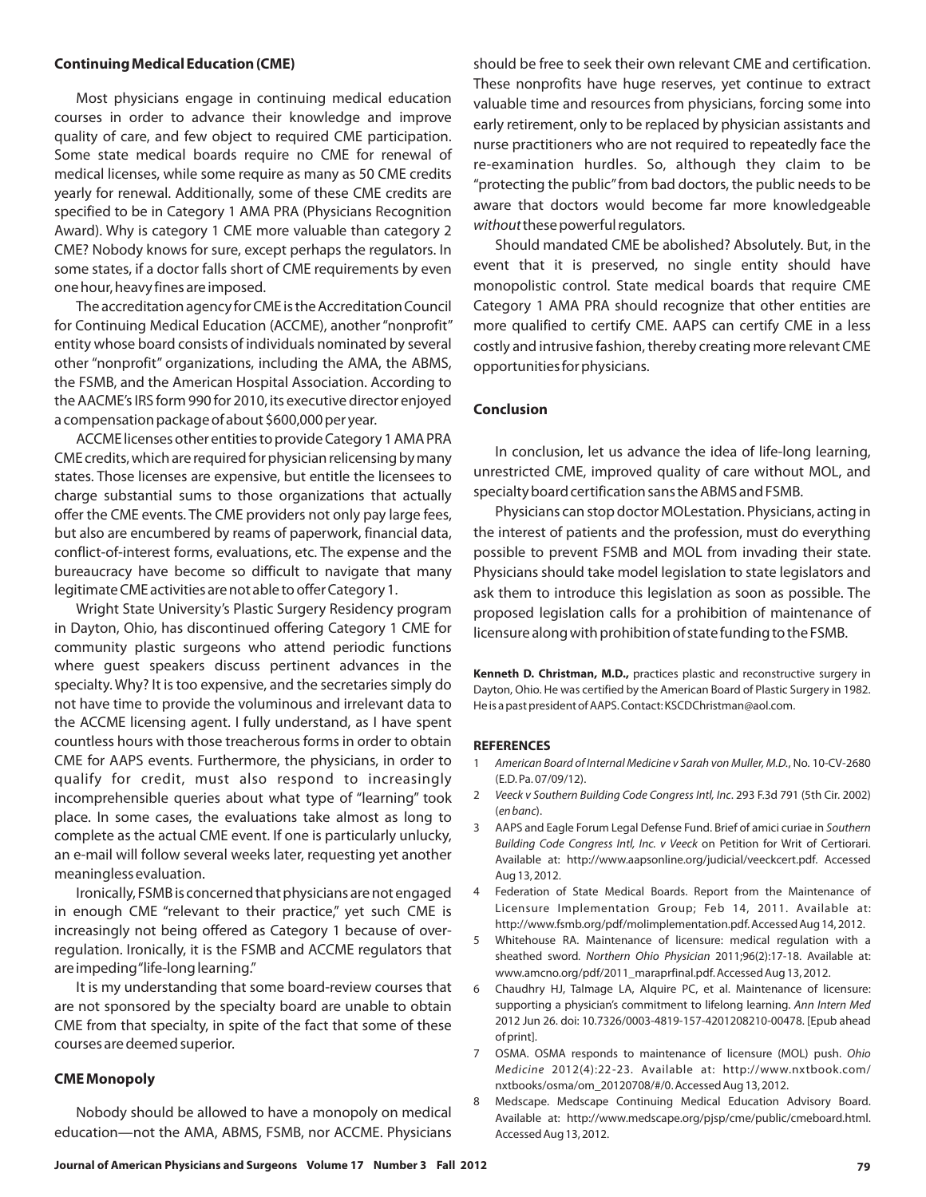## Continuing Medical Education (CME)

Most physicians engage in continuing medical education courses in order to advance their knowledge and improve quality of care, and few object to required CME participation. Some state medical boards require no CME for renewal of medical licenses, while some require as many as 50 CME credits yearly for renewal. Additionally, some of these CME credits are specified to be in Category 1 AMA PRA (Physicians Recognition Award). Why is category 1 CME more valuable than category 2 CME? Nobody knows for sure, except perhaps the regulators. In some states, if a doctor falls short of CME requirements by even one hour, heavy fines are imposed.

The accreditation agency for CME is the Accreditation Council for Continuing Medical Education (ACCME), another "nonprofit" entity whose board consists of individuals nominated by several other "nonprofit" organizations, including the AMA, the ABMS, the FSMB, and the American Hospital Association. According to the AACME's IRS form 990 for 2010, its executive director enjoyed a compensation package of about $600,000 per year.

ACCME licenses other entities to provide Category 1 AMA PRA CME credits, which are required for physician relicensing by many states. Those licenses are expensive, but entitle the licensees to charge substantial sums to those organizations that actually offer the CME events. The CME providers not only pay large fees, but also are encumbered by reams of paperwork, financial data, conflict-of-interest forms, evaluations, etc. The expense and the bureaucracy have become so difficult to navigate that many legitimate CME activities are not able to offer Category 1.

Wright State University's Plastic Surgery Residency program in Dayton, Ohio, has discontinued offering Category 1 CME for community plastic surgeons who attend periodic functions where guest speakers discuss pertinent advances in the specialty. Why? It is too expensive, and the secretaries simply do not have time to provide the voluminous and irrelevant data to the ACCME licensing agent. I fully understand, as I have spent countless hours with those treacherous forms in order to obtain CME for AAPS events. Furthermore, the physicians, in order to qualify for credit, must also respond to increasingly incomprehensible queries about what type of "learning" took place. In some cases, the evaluations take almost as long to complete as the actual CME event. If one is particularly unlucky, an e-mail will follow several weeks later, requesting yet another meaningless evaluation.

Ironically, FSMB is concerned that physicians are not engaged in enough CME "relevant to their practice," yet such CME is increasingly not being offered as Category 1 because of over-regulation. Ironically, it is the FSMB and ACCME regulators that are impeding "life-long learning."

It is my understanding that some board-review courses that are not sponsored by the specialty board are unable to obtain CME from that specialty, in spite of the fact that some of these courses are deemed superior.

## CME Monopoly

Nobody should be allowed to have a monopoly on medical education—not the AMA, ABMS, FSMB, nor ACCME. Physicians should be free to seek their own relevant CME and certification. These nonprofits have huge reserves, yet continue to extract valuable time and resources from physicians, forcing some into early retirement, only to be replaced by physician assistants and nurse practitioners who are not required to repeatedly face the re-examination hurdles. So, although they claim to be "protecting the public" from bad doctors, the public needs to be aware that doctors would become far more knowledgeable *without* these powerful regulators.

Should mandated CME be abolished? Absolutely. But, in the event that it is preserved, no single entity should have monopolistic control. State medical boards that require CME Category 1 AMA PRA should recognize that other entities are more qualified to certify CME. AAPS can certify CME in a less costly and intrusive fashion, thereby creating more relevant CME opportunities for physicians.

## Conclusion

In conclusion, let us advance the idea of life-long learning, unrestricted CME, improved quality of care without MOL, and specialty board certification sans the ABMS and FSMB.

Physicians can stop doctor MOLestation. Physicians, acting in the interest of patients and the profession, must do everything possible to prevent FSMB and MOL from invading their state. Physicians should take model legislation to state legislators and ask them to introduce this legislation as soon as possible. The proposed legislation calls for a prohibition of maintenance of licensure along with prohibition of state funding to the FSMB.

**Kenneth D. Christman, M.D.,** practices plastic and reconstructive surgery in Dayton, Ohio. He was certified by the American Board of Plastic Surgery in 1982. He is a past president of AAPS. Contact: KSCDChristman@aol.com.

## REFERENCES

1. *American Board of Internal Medicine v Sarah von Muller, M.D.*, No. 10-CV-2680 (E.D. Pa. 07/09/12).
2. *Veeck v Southern Building Code Congress Intl, Inc*. 293 F.3d 791 (5th Cir. 2002) (*en banc*).
3. AAPS and Eagle Forum Legal Defense Fund. Brief of amici curiae in *Southern Building Code Congress Intl, Inc. v Veeck* on Petition for Writ of Certiorari. Available at: http://www.aapsonline.org/judicial/veeckcert.pdf. Accessed Aug 13, 2012.
4. Federation of State Medical Boards. Report from the Maintenance of Licensure Implementation Group; Feb 14, 2011. Available at: http://www.fsmb.org/pdf/molimplementation.pdf. Accessed Aug 14, 2012.
5. Whitehouse RA. Maintenance of licensure: medical regulation with a sheathed sword. *Northern Ohio Physician* 2011;96(2):17-18. Available at: www.amcno.org/pdf/2011_maraprfinal.pdf. Accessed Aug 13, 2012.
6. Chaudhry HJ, Talmage LA, Alquire PC, et al. Maintenance of licensure: supporting a physician's commitment to lifelong learning. *Ann Intern Med* 2012 Jun 26. doi: 10.7326/0003-4819-157-4201208210-00478. [Epub ahead of print].
7. OSMA. OSMA responds to maintenance of licensure (MOL) push. *Ohio Medicine* 2012(4):22-23. Available at: http://www.nxtbook.com/nxtbooks/osma/om_20120708/#/0. Accessed Aug 13, 2012.
8. Medscape. Medscape Continuing Medical Education Advisory Board. Available at: http://www.medscape.org/pjsp/cme/public/cmeboard.html. Accessed Aug 13, 2012.